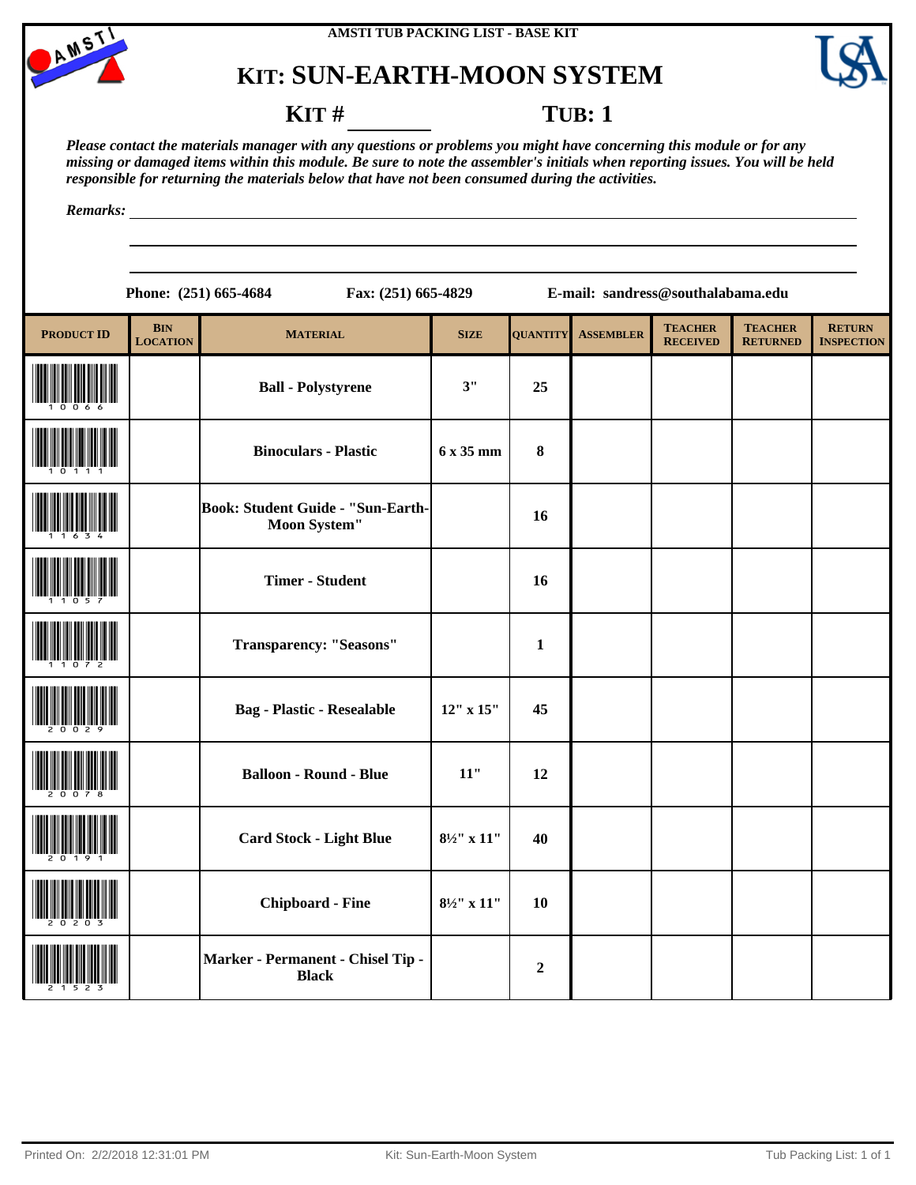AMSTI TUB PACKING LIST - BASE KIT

# KIT: SUN-EARTH-MOON SYSTEM

**KIT #** ________ **TUB: 1**

***Please contact the materials manager with any questions or problems you might have concerning this module or for any missing or damaged items within this module. Be sure to note the assembler's initials when reporting issues. You will be held responsible for returning the materials below that have not been consumed during the activities.***

***Remarks:*** ______________________________________________

**Phone: (251) 665-4684** **Fax: (251) 665-4829** **E-mail: sandress@southalabama.edu**

| PRODUCT ID | BIN LOCATION | MATERIAL | SIZE | QUANTITY | ASSEMBLER | TEACHER RECEIVED | TEACHER RETURNED | RETURN INSPECTION |
|---|---|---|---|---|---|---|---|---|
| 10066 | | **Ball - Polystyrene** | 3" | 25 | | | | |
| 10111 | | **Binoculars - Plastic** | 6 x 35 mm | 8 | | | | |
| 11634 | | **Book: Student Guide - "Sun-Earth-Moon System"** | | 16 | | | | |
| 11057 | | **Timer - Student** | | 16 | | | | |
| 11072 | | **Transparency: "Seasons"** | | 1 | | | | |
| 20029 | | **Bag - Plastic - Resealable** | 12" x 15" | 45 | | | | |
| 20078 | | **Balloon - Round - Blue** | 11" | 12 | | | | |
| 20191 | | **Card Stock - Light Blue** | 8½" x 11" | 40 | | | | |
| 20203 | | **Chipboard - Fine** | 8½" x 11" | 10 | | | | |
| 21523 | | **Marker - Permanent - Chisel Tip - Black** | | 2 | | | | |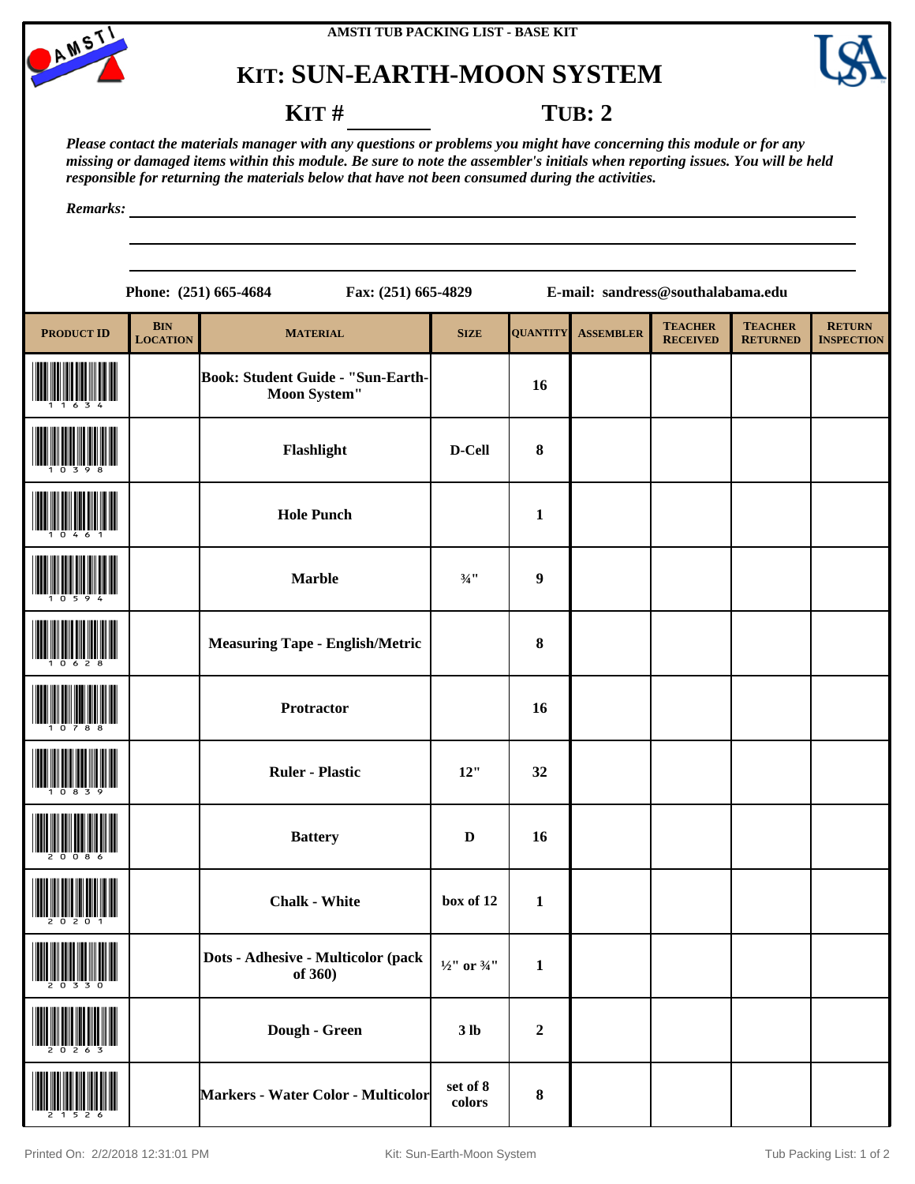AMSTI TUB PACKING LIST - BASE KIT

# KIT: SUN-EARTH-MOON SYSTEM

**KIT #** ________ **TUB: 2**

*Please contact the materials manager with any questions or problems you might have concerning this module or for any missing or damaged items within this module. Be sure to note the assembler's initials when reporting issues. You will be held responsible for returning the materials below that have not been consumed during the activities.*

*Remarks:* ________________________________________

**Phone:** (251) 665-4684 **Fax:** (251) 665-4829 **E-mail:** sandress@southalabama.edu

| PRODUCT ID | BIN LOCATION | MATERIAL | SIZE | QUANTITY | ASSEMBLER | TEACHER RECEIVED | TEACHER RETURNED | RETURN INSPECTION |
|---|---|---|---|---|---|---|---|---|
| 11634 | | Book: Student Guide - "Sun-Earth-Moon System" | | 16 | | | | |
| 10398 | | Flashlight | D-Cell | 8 | | | | |
| 10461 | | Hole Punch | | 1 | | | | |
| 10594 | | Marble | ¾" | 9 | | | | |
| 10628 | | Measuring Tape - English/Metric | | 8 | | | | |
| 10788 | | Protractor | | 16 | | | | |
| 10839 | | Ruler - Plastic | 12" | 32 | | | | |
| 20086 | | Battery | D | 16 | | | | |
| 20201 | | Chalk - White | box of 12 | 1 | | | | |
| 20330 | | Dots - Adhesive - Multicolor (pack of 360) | ½" or ¾" | 1 | | | | |
| 20263 | | Dough - Green | 3 lb | 2 | | | | |
| 21526 | | Markers - Water Color - Multicolor | set of 8 colors | 8 | | | | |

Printed On: 2/2/2018 12:31:01 PM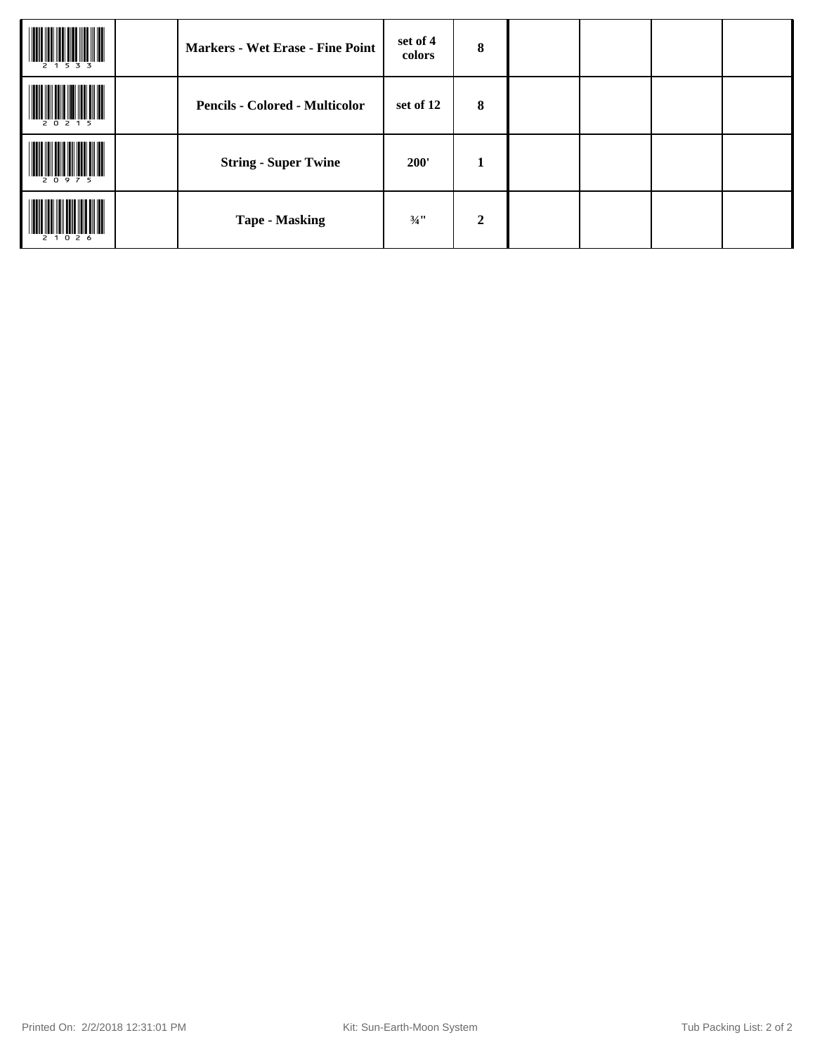| | | | | | | | | |
|---|---|---|---|---|---|---|---|---|
| 21533 | | **Markers - Wet Erase - Fine Point** | **set of 4 colors** | **8** | | | | |
| 20215 | | **Pencils - Colored - Multicolor** | **set of 12** | **8** | | | | |
| 20975 | | **String - Super Twine** | **200'** | **1** | | | | |
| 21026 | | **Tape - Masking** | **¾"** | **2** | | | | |

Printed On: 2/2/2018 12:31:01 PM Kit: Sun-Earth-Moon System Tub Packing List: 2 of 2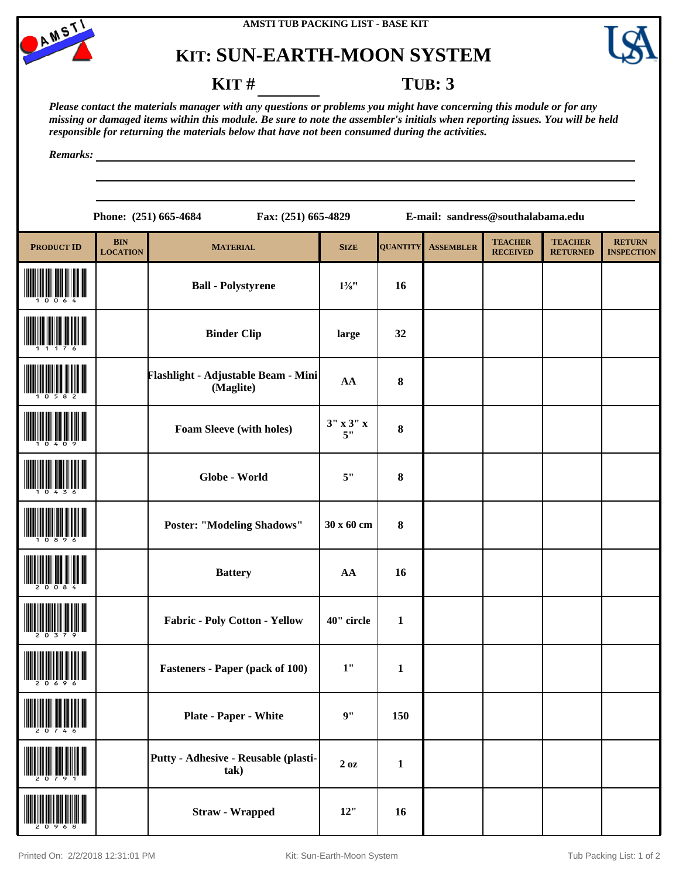AMSTI TUB PACKING LIST - BASE KIT

# KIT: SUN-EARTH-MOON SYSTEM

**KIT #** ________ **TUB: 3**

***Please contact the materials manager with any questions or problems you might have concerning this module or for any missing or damaged items within this module. Be sure to note the assembler's initials when reporting issues. You will be held responsible for returning the materials below that have not been consumed during the activities.***

***Remarks:*** ______________________________________________

**Phone: (251) 665-4684** **Fax: (251) 665-4829** **E-mail: sandress@southalabama.edu**

| PRODUCT ID | BIN LOCATION | MATERIAL | SIZE | QUANTITY | ASSEMBLER | TEACHER RECEIVED | TEACHER RETURNED | RETURN INSPECTION |
|---|---|---|---|---|---|---|---|---|
| 10064 | | Ball - Polystyrene | 1⅜" | 16 | | | | |
| 11176 | | Binder Clip | large | 32 | | | | |
| 10582 | | Flashlight - Adjustable Beam - Mini (Maglite) | AA | 8 | | | | |
| 10409 | | Foam Sleeve (with holes) | 3" x 3" x 5" | 8 | | | | |
| 10436 | | Globe - World | 5" | 8 | | | | |
| 10896 | | Poster: "Modeling Shadows" | 30 x 60 cm | 8 | | | | |
| 20084 | | Battery | AA | 16 | | | | |
| 20379 | | Fabric - Poly Cotton - Yellow | 40" circle | 1 | | | | |
| 20696 | | Fasteners - Paper (pack of 100) | 1" | 1 | | | | |
| 20746 | | Plate - Paper - White | 9" | 150 | | | | |
| 20791 | | Putty - Adhesive - Reusable (plasti-tak) | 2 oz | 1 | | | | |
| 20968 | | Straw - Wrapped | 12" | 16 | | | | |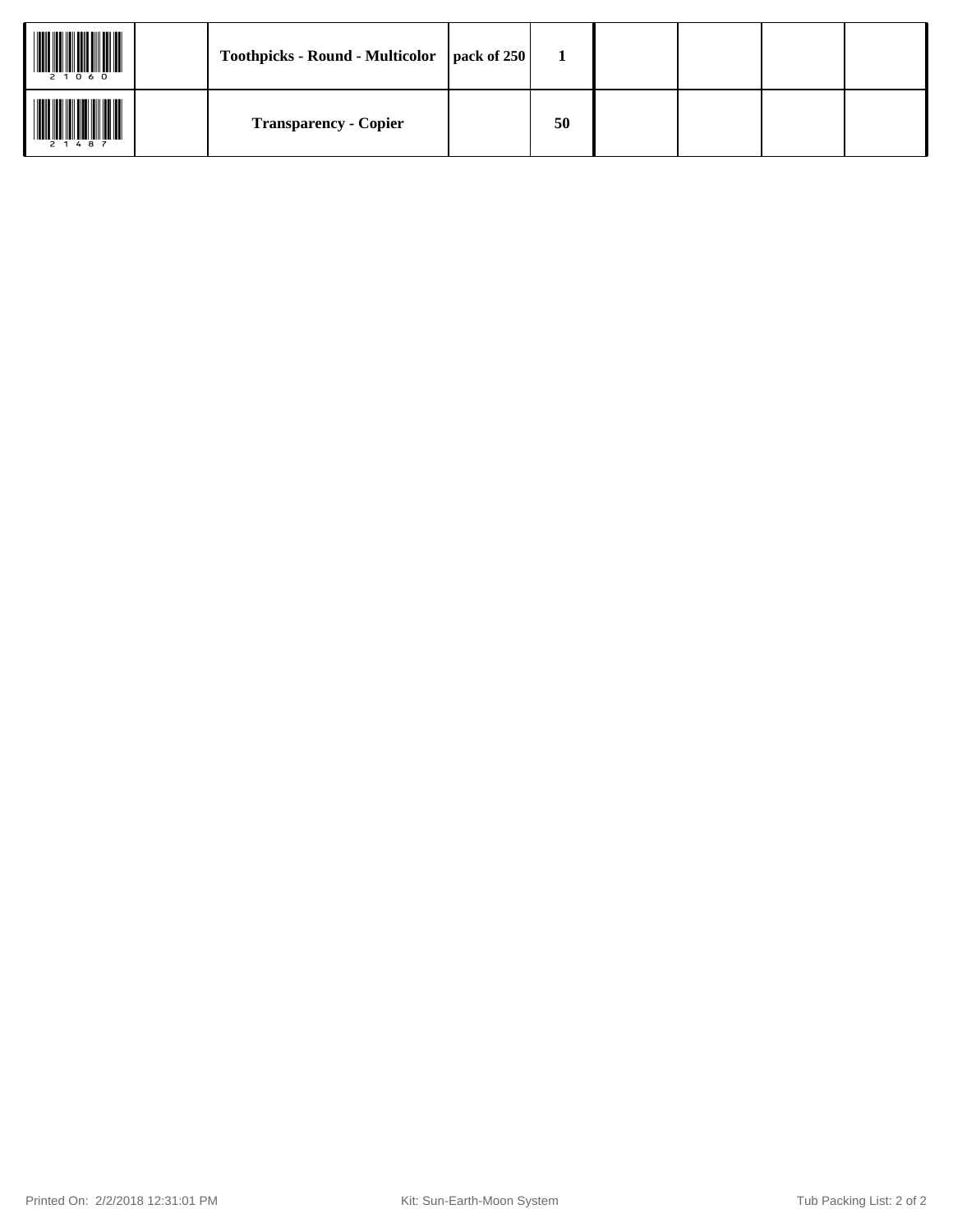| | | | | | | | | |
|---|---|---|---|---|---|---|---|---|
| 21060 | | **Toothpicks - Round - Multicolor** | **pack of 250** | **1** | | | | |
| 21487 | | **Transparency - Copier** | | **50** | | | | |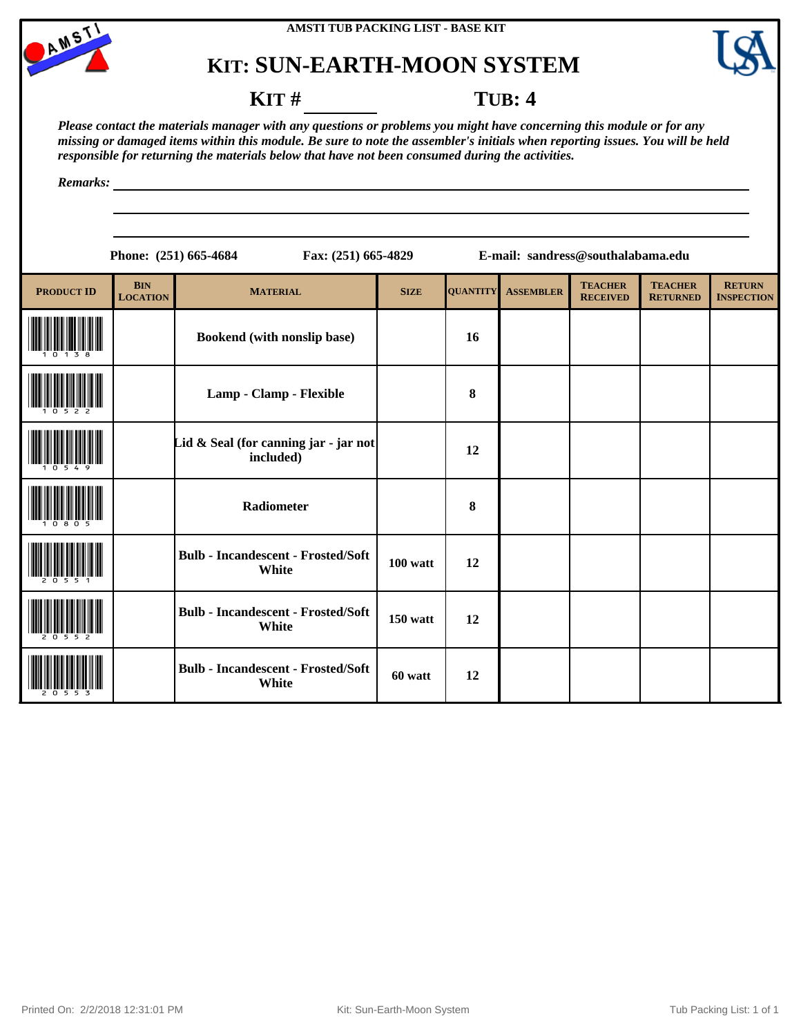AMSTI TUB PACKING LIST - BASE KIT

# KIT: SUN-EARTH-MOON SYSTEM

**KIT # ________** **TUB: 4**

*Please contact the materials manager with any questions or problems you might have concerning this module or for any missing or damaged items within this module. Be sure to note the assembler's initials when reporting issues. You will be held responsible for returning the materials below that have not been consumed during the activities.*

*Remarks:* ________________________________________

**Phone: (251) 665-4684** **Fax: (251) 665-4829** **E-mail: sandress@southalabama.edu**

| PRODUCT ID | BIN LOCATION | MATERIAL | SIZE | QUANTITY | ASSEMBLER | TEACHER RECEIVED | TEACHER RETURNED | RETURN INSPECTION |
|---|---|---|---|---|---|---|---|---|
| 10138 | | Bookend (with nonslip base) | | 16 | | | | |
| 10522 | | Lamp - Clamp - Flexible | | 8 | | | | |
| 10549 | | Lid & Seal (for canning jar - jar not included) | | 12 | | | | |
| 10805 | | Radiometer | | 8 | | | | |
| 20551 | | Bulb - Incandescent - Frosted/Soft White | 100 watt | 12 | | | | |
| 20552 | | Bulb - Incandescent - Frosted/Soft White | 150 watt | 12 | | | | |
| 20553 | | Bulb - Incandescent - Frosted/Soft White | 60 watt | 12 | | | | |

Printed On: 2/2/2018 12:31:01 PM